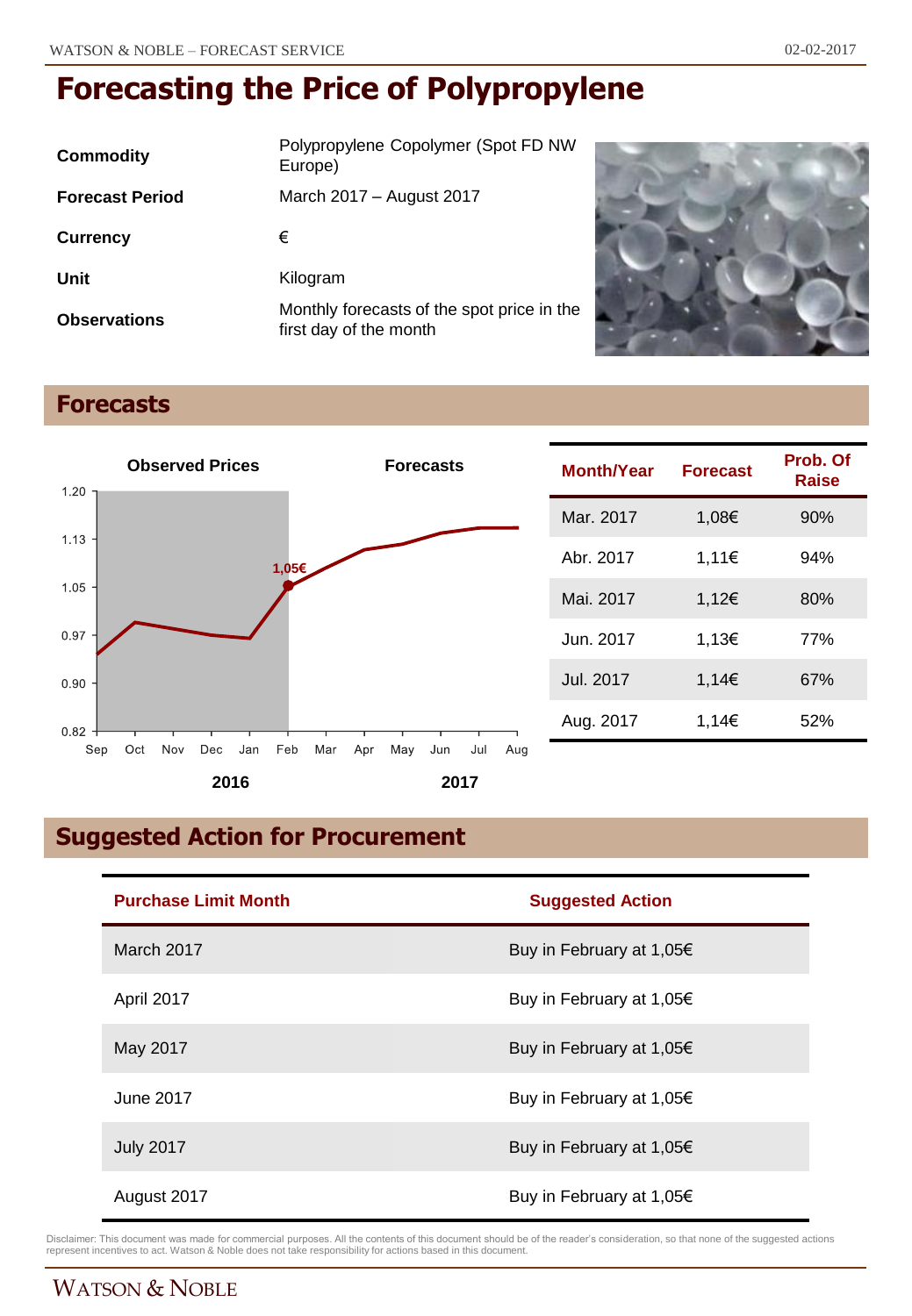# Forecasting the Price of Polypropylene

| | |
|---|---|
| **Commodity** | Polypropylene Copolymer (Spot FD NW Europe) |
| **Forecast Period** | March 2017 – August 2017 |
| **Currency** | € |
| **Unit** | Kilogram |
| **Observations** | Monthly forecasts of the spot price in the first day of the month |

## Forecasts

| Month/Year | Forecast | Prob. Of Raise |
|---|---|---|
| Mar. 2017 | 1,08€ | 90% |
| Abr. 2017 | 1,11€ | 94% |
| Mai. 2017 | 1,12€ | 80% |
| Jun. 2017 | 1,13€ | 77% |
| Jul. 2017 | 1,14€ | 67% |
| Aug. 2017 | 1,14€ | 52% |

## Suggested Action for Procurement

| Purchase Limit Month | Suggested Action |
|---|---|
| March 2017 | Buy in February at 1,05€ |
| April 2017 | Buy in February at 1,05€ |
| May 2017 | Buy in February at 1,05€ |
| June 2017 | Buy in February at 1,05€ |
| July 2017 | Buy in February at 1,05€ |
| August 2017 | Buy in February at 1,05€ |

Disclaimer: This document was made for commercial purposes. All the contents of this document should be of the reader's consideration, so that none of the suggested actions represent incentives to act. Watson & Noble does not take responsibility for actions based in this document.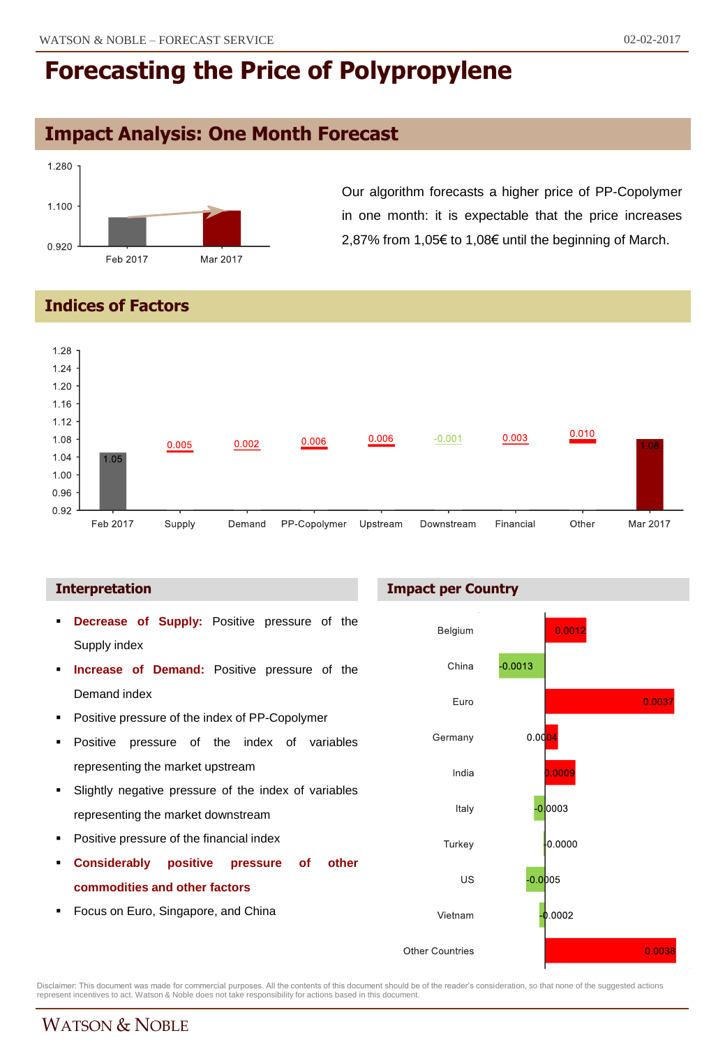# Forecasting the Price of Polypropylene

## Impact Analysis: One Month Forecast

Our algorithm forecasts a higher price of PP-Copolymer in one month: it is expectable that the price increases 2,87% from 1,05€ to 1,08€ until the beginning of March.

## Indices of Factors

| Feb 2017 | Supply | Demand | PP-Copolymer | Upstream | Downstream | Financial | Other | Mar 2017 |
|---|---|---|---|---|---|---|---|---|
| 1.05 | 0.005 | 0.002 | 0.006 | 0.006 | -0.001 | 0.003 | 0.010 | 1.08 |

### Interpretation

- **Decrease of Supply:** Positive pressure of the Supply index
- **Increase of Demand:** Positive pressure of the Demand index
- Positive pressure of the index of PP-Copolymer
- Positive pressure of the index of variables representing the market upstream
- Slightly negative pressure of the index of variables representing the market downstream
- Positive pressure of the financial index
- **Considerably positive pressure of other commodities and other factors**
- Focus on Euro, Singapore, and China

### Impact per Country

| Country | Impact |
|---|---|
| Belgium | 0.0012 |
| China | -0.0013 |
| Euro | 0.0037 |
| Germany | 0.0004 |
| India | 0.0009 |
| Italy | -0.0003 |
| Turkey | 0.0000 |
| US | -0.0005 |
| Vietnam | -0.0002 |
| Other Countries | 0.0038 |

Disclaimer: This document was made for commercial purposes. All the contents of this document should be of the reader's consideration, so that none of the suggested actions represent incentives to act. Watson & Noble does not take responsibility for actions based in this document.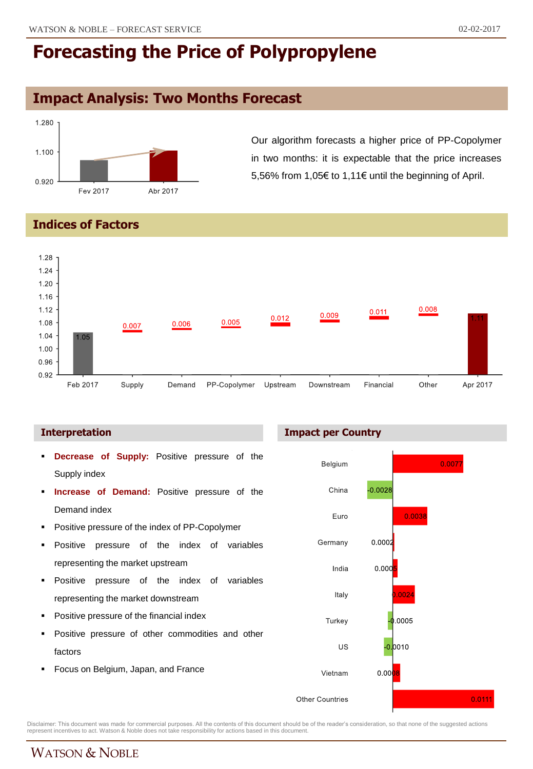# Forecasting the Price of Polypropylene

## Impact Analysis: Two Months Forecast

Our algorithm forecasts a higher price of PP-Copolymer in two months: it is expectable that the price increases 5,56% from 1,05€ to 1,11€ until the beginning of April.

## Indices of Factors

| Feb 2017 | Supply | Demand | PP-Copolymer | Upstream | Downstream | Financial | Other | Apr 2017 |
|---|---|---|---|---|---|---|---|---|
| 1.05 | 0.007 | 0.006 | 0.005 | 0.012 | 0.009 | 0.011 | 0.008 | 1.11 |

### Interpretation

- **Decrease of Supply:** Positive pressure of the Supply index
- **Increase of Demand:** Positive pressure of the Demand index
- Positive pressure of the index of PP-Copolymer
- Positive pressure of the index of variables representing the market upstream
- Positive pressure of the index of variables representing the market downstream
- Positive pressure of the financial index
- Positive pressure of other commodities and other factors
- Focus on Belgium, Japan, and France

### Impact per Country

| Country | Impact |
|---|---|
| Belgium | 0.0077 |
| China | -0.0028 |
| Euro | 0.0038 |
| Germany | 0.0002 |
| India | 0.0005 |
| Italy | 0.0024 |
| Turkey | -0.0005 |
| US | -0.0010 |
| Vietnam | 0.0008 |
| Other Countries | 0.0111 |

Disclaimer: This document was made for commercial purposes. All the contents of this document should be of the reader's consideration, so that none of the suggested actions represent incentives to act. Watson & Noble does not take responsibility for actions based in this document.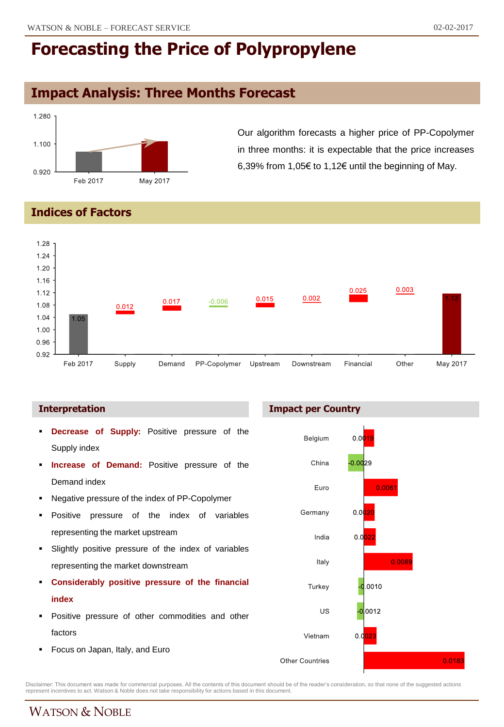# Forecasting the Price of Polypropylene

## Impact Analysis: Three Months Forecast

Our algorithm forecasts a higher price of PP-Copolymer in three months: it is expectable that the price increases 6,39% from 1,05€ to 1,12€ until the beginning of May.

## Indices of Factors

| | Feb 2017 | Supply | Demand | PP-Copolymer | Upstream | Downstream | Financial | Other | May 2017 |
|---|---|---|---|---|---|---|---|---|---|
| Value | 1.05 | 0.012 | 0.017 | -0.006 | 0.015 | 0.002 | 0.025 | 0.003 | 1.12 |

### Interpretation

- **Decrease of Supply:** Positive pressure of the Supply index
- **Increase of Demand:** Positive pressure of the Demand index
- Negative pressure of the index of PP-Copolymer
- Positive pressure of the index of variables representing the market upstream
- Slightly positive pressure of the index of variables representing the market downstream
- **Considerably positive pressure of the financial index**
- Positive pressure of other commodities and other factors
- Focus on Japan, Italy, and Euro

### Impact per Country

| Country | Impact |
|---|---|
| Belgium | 0.0019 |
| China | -0.0029 |
| Euro | 0.0061 |
| Germany | 0.0020 |
| India | 0.0022 |
| Italy | 0.0083 |
| Turkey | -0.0010 |
| US | -0.0012 |
| Vietnam | 0.0023 |
| Other Countries | 0.0183 |

Disclaimer: This document was made for commercial purposes. All the contents of this document should be of the reader's consideration, so that none of the suggested actions represent incentives to act. Watson & Noble does not take responsibility for actions based in this document.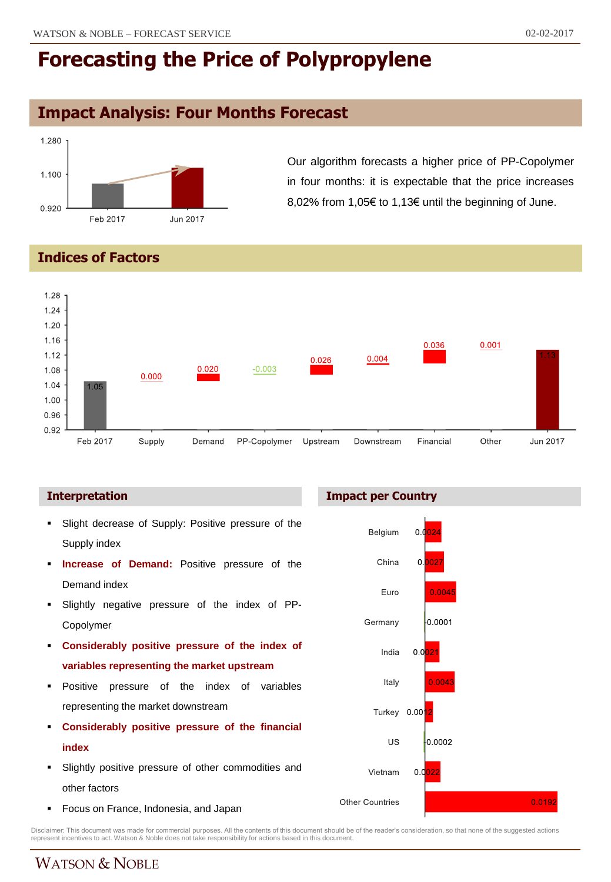# Forecasting the Price of Polypropylene

## Impact Analysis: Four Months Forecast

| | Feb 2017 | Jun 2017 |
|---|---|---|
| Price | 1.05 | 1.13 |

Our algorithm forecasts a higher price of PP-Copolymer in four months: it is expectable that the price increases 8,02% from 1,05€ to 1,13€ until the beginning of June.

## Indices of Factors

| Feb 2017 | Supply | Demand | PP-Copolymer | Upstream | Downstream | Financial | Other | Jun 2017 |
|---|---|---|---|---|---|---|---|---|
| 1.05 | 0.000 | 0.020 | -0.003 | 0.026 | 0.004 | 0.036 | 0.001 | 1.13 |

### Interpretation

- Slight decrease of Supply: Positive pressure of the Supply index
- **Increase of Demand:** Positive pressure of the Demand index
- Slightly negative pressure of the index of PP-Copolymer
- **Considerably positive pressure of the index of variables representing the market upstream**
- Positive pressure of the index of variables representing the market downstream
- **Considerably positive pressure of the financial index**
- Slightly positive pressure of other commodities and other factors
- Focus on France, Indonesia, and Japan

### Impact per Country

| Country | Impact |
|---|---|
| Belgium | 0.0024 |
| China | 0.0027 |
| Euro | 0.0045 |
| Germany | -0.0001 |
| India | 0.0021 |
| Italy | 0.0043 |
| Turkey | 0.0012 |
| US | -0.0002 |
| Vietnam | 0.0022 |
| Other Countries | 0.0192 |

Disclaimer: This document was made for commercial purposes. All the contents of this document should be of the reader's consideration, so that none of the suggested actions represent incentives to act. Watson & Noble does not take responsibility for actions based in this document.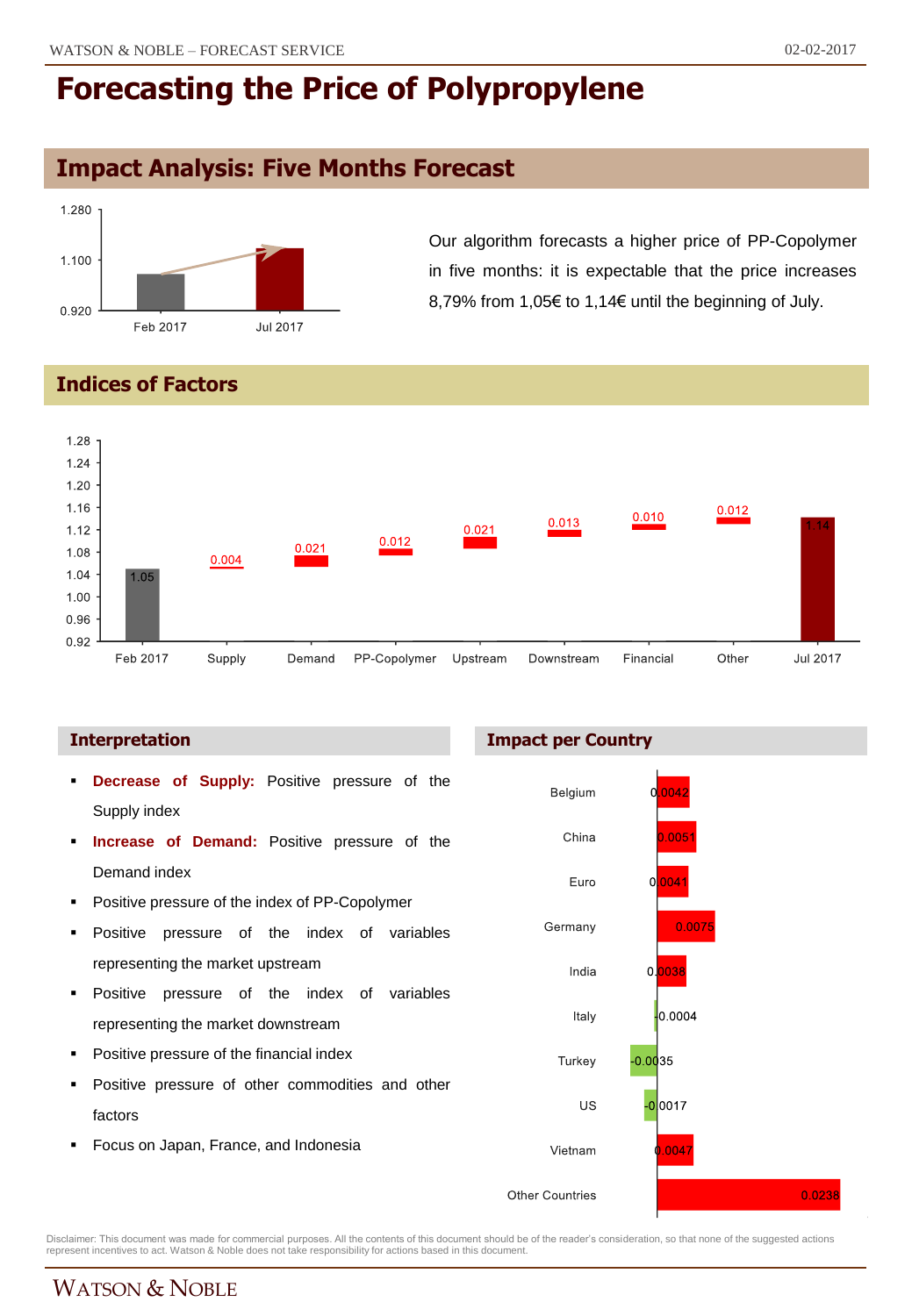# Forecasting the Price of Polypropylene

## Impact Analysis: Five Months Forecast

Our algorithm forecasts a higher price of PP-Copolymer in five months: it is expectable that the price increases 8,79% from 1,05€ to 1,14€ until the beginning of July.

## Indices of Factors

| Feb 2017 | Supply | Demand | PP-Copolymer | Upstream | Downstream | Financial | Other | Jul 2017 |
|---|---|---|---|---|---|---|---|---|
| 1.05 | 0.004 | 0.021 | 0.012 | 0.021 | 0.013 | 0.010 | 0.012 | 1.14 |

### Interpretation

- **Decrease of Supply:** Positive pressure of the Supply index
- **Increase of Demand:** Positive pressure of the Demand index
- Positive pressure of the index of PP-Copolymer
- Positive pressure of the index of variables representing the market upstream
- Positive pressure of the index of variables representing the market downstream
- Positive pressure of the financial index
- Positive pressure of other commodities and other factors
- Focus on Japan, France, and Indonesia

### Impact per Country

| Country | Impact |
|---|---|
| Belgium | 0.0042 |
| China | 0.0051 |
| Euro | 0.0041 |
| Germany | 0.0075 |
| India | 0.0038 |
| Italy | -0.0004 |
| Turkey | -0.0035 |
| US | -0.0017 |
| Vietnam | 0.0047 |
| Other Countries | 0.0238 |

Disclaimer: This document was made for commercial purposes. All the contents of this document should be of the reader's consideration, so that none of the suggested actions represent incentives to act. Watson & Noble does not take responsibility for actions based in this document.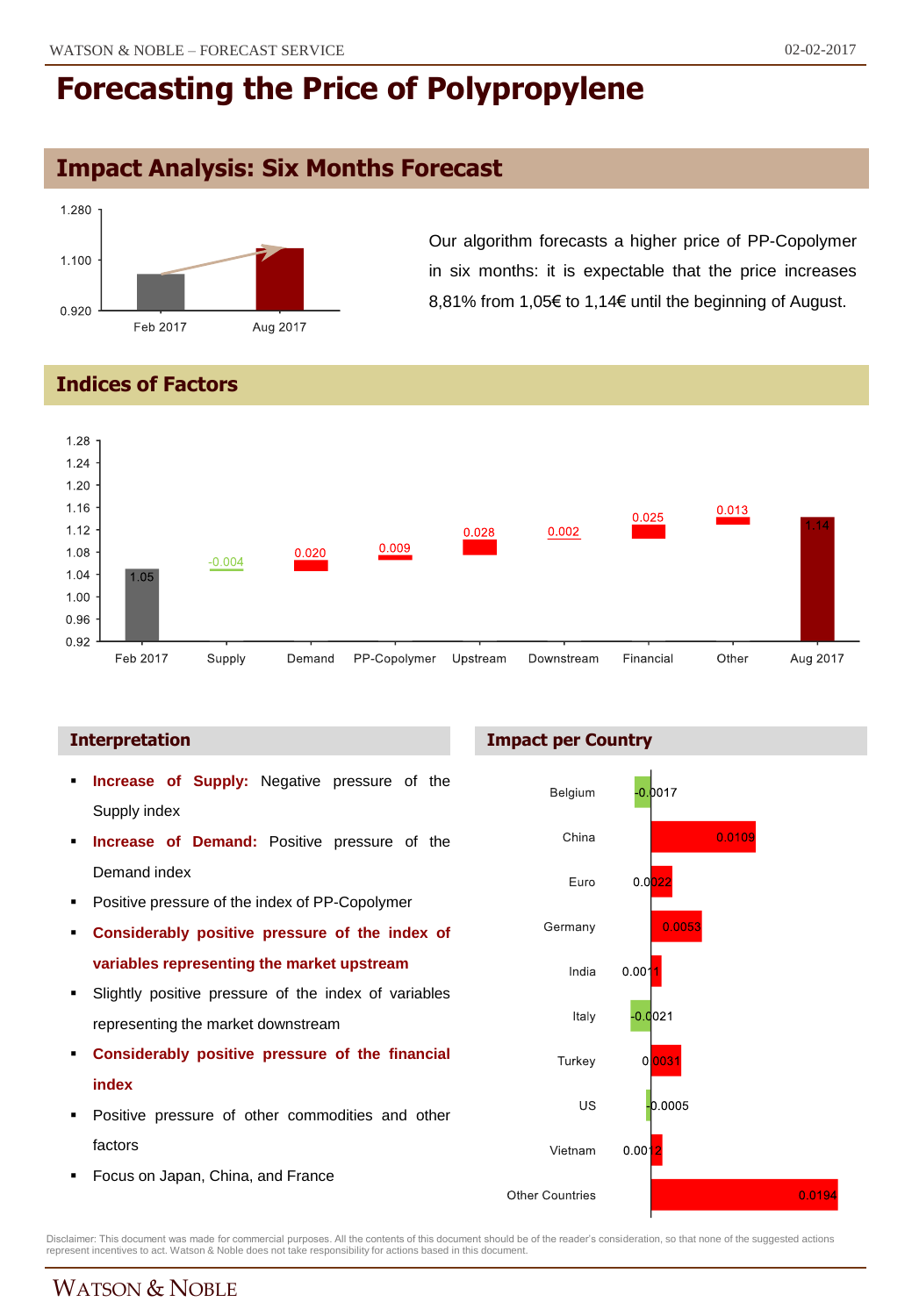# Forecasting the Price of Polypropylene

## Impact Analysis: Six Months Forecast

Our algorithm forecasts a higher price of PP-Copolymer in six months: it is expectable that the price increases 8,81% from 1,05€ to 1,14€ until the beginning of August.

## Indices of Factors

| Factor | Value |
|---|---|
| Feb 2017 | 1.05 |
| Supply | -0.004 |
| Demand | 0.020 |
| PP-Copolymer | 0.009 |
| Upstream | 0.028 |
| Downstream | 0.002 |
| Financial | 0.025 |
| Other | 0.013 |
| Aug 2017 | 1.14 |

### Interpretation

- **Increase of Supply:** Negative pressure of the Supply index
- **Increase of Demand:** Positive pressure of the Demand index
- Positive pressure of the index of PP-Copolymer
- **Considerably positive pressure of the index of variables representing the market upstream**
- Slightly positive pressure of the index of variables representing the market downstream
- **Considerably positive pressure of the financial index**
- Positive pressure of other commodities and other factors
- Focus on Japan, China, and France

### Impact per Country

| Country | Impact |
|---|---|
| Belgium | -0.0017 |
| China | 0.0109 |
| Euro | 0.0022 |
| Germany | 0.0053 |
| India | 0.0011 |
| Italy | -0.0021 |
| Turkey | 0.0031 |
| US | -0.0005 |
| Vietnam | 0.0012 |
| Other Countries | 0.0194 |

Disclaimer: This document was made for commercial purposes. All the contents of this document should be of the reader's consideration, so that none of the suggested actions represent incentives to act. Watson & Noble does not take responsibility for actions based in this document.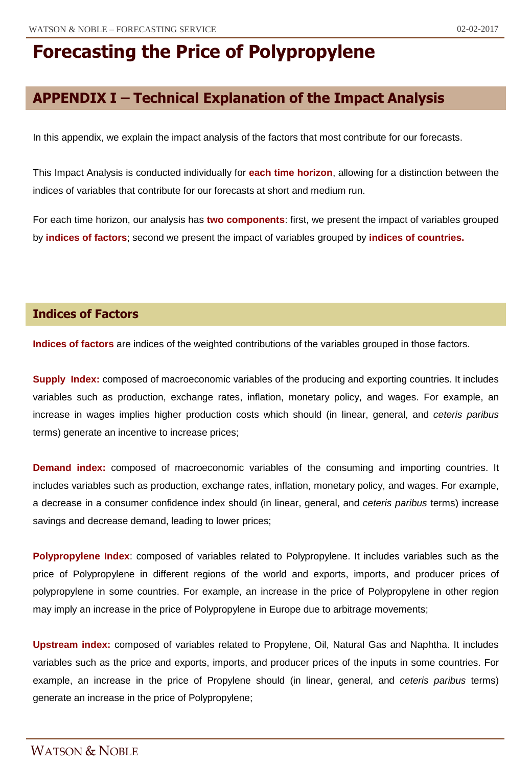# Forecasting the Price of Polypropylene

## APPENDIX I – Technical Explanation of the Impact Analysis

In this appendix, we explain the impact analysis of the factors that most contribute for our forecasts.

This Impact Analysis is conducted individually for **each time horizon**, allowing for a distinction between the indices of variables that contribute for our forecasts at short and medium run.

For each time horizon, our analysis has **two components**: first, we present the impact of variables grouped by **indices of factors**; second we present the impact of variables grouped by **indices of countries.**

### Indices of Factors

**Indices of factors** are indices of the weighted contributions of the variables grouped in those factors.

**Supply Index:** composed of macroeconomic variables of the producing and exporting countries. It includes variables such as production, exchange rates, inflation, monetary policy, and wages. For example, an increase in wages implies higher production costs which should (in linear, general, and *ceteris paribus* terms) generate an incentive to increase prices;

**Demand index:** composed of macroeconomic variables of the consuming and importing countries. It includes variables such as production, exchange rates, inflation, monetary policy, and wages. For example, a decrease in a consumer confidence index should (in linear, general, and *ceteris paribus* terms) increase savings and decrease demand, leading to lower prices;

**Polypropylene Index**: composed of variables related to Polypropylene. It includes variables such as the price of Polypropylene in different regions of the world and exports, imports, and producer prices of polypropylene in some countries. For example, an increase in the price of Polypropylene in other region may imply an increase in the price of Polypropylene in Europe due to arbitrage movements;

**Upstream index:** composed of variables related to Propylene, Oil, Natural Gas and Naphtha. It includes variables such as the price and exports, imports, and producer prices of the inputs in some countries. For example, an increase in the price of Propylene should (in linear, general, and *ceteris paribus* terms) generate an increase in the price of Polypropylene;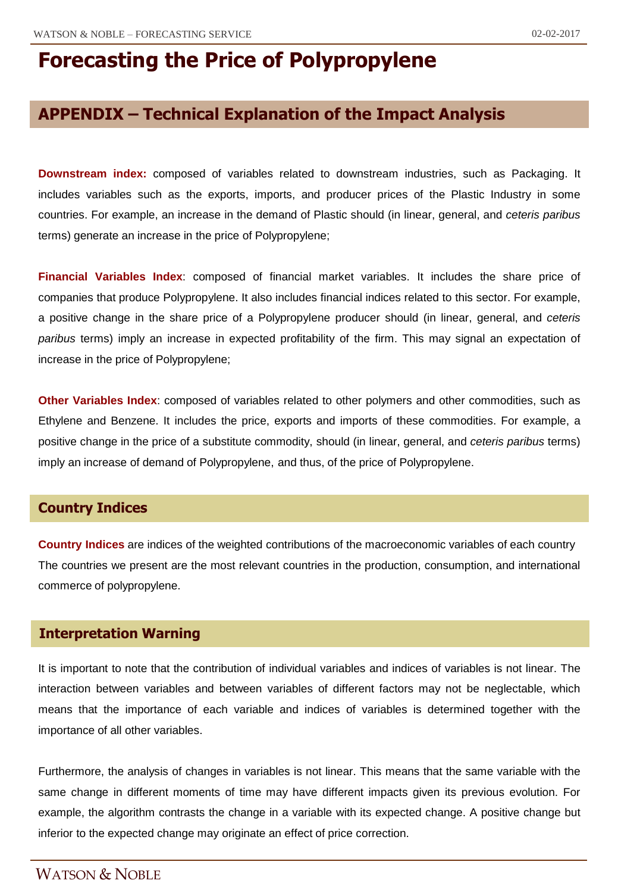# Forecasting the Price of Polypropylene

## APPENDIX – Technical Explanation of the Impact Analysis

**Downstream index:** composed of variables related to downstream industries, such as Packaging. It includes variables such as the exports, imports, and producer prices of the Plastic Industry in some countries. For example, an increase in the demand of Plastic should (in linear, general, and *ceteris paribus* terms) generate an increase in the price of Polypropylene;

**Financial Variables Index**: composed of financial market variables. It includes the share price of companies that produce Polypropylene. It also includes financial indices related to this sector. For example, a positive change in the share price of a Polypropylene producer should (in linear, general, and *ceteris paribus* terms) imply an increase in expected profitability of the firm. This may signal an expectation of increase in the price of Polypropylene;

**Other Variables Index**: composed of variables related to other polymers and other commodities, such as Ethylene and Benzene. It includes the price, exports and imports of these commodities. For example, a positive change in the price of a substitute commodity, should (in linear, general, and *ceteris paribus* terms) imply an increase of demand of Polypropylene, and thus, of the price of Polypropylene.

## Country Indices

**Country Indices** are indices of the weighted contributions of the macroeconomic variables of each country The countries we present are the most relevant countries in the production, consumption, and international commerce of polypropylene.

## Interpretation Warning

It is important to note that the contribution of individual variables and indices of variables is not linear. The interaction between variables and between variables of different factors may not be neglectable, which means that the importance of each variable and indices of variables is determined together with the importance of all other variables.

Furthermore, the analysis of changes in variables is not linear. This means that the same variable with the same change in different moments of time may have different impacts given its previous evolution. For example, the algorithm contrasts the change in a variable with its expected change. A positive change but inferior to the expected change may originate an effect of price correction.